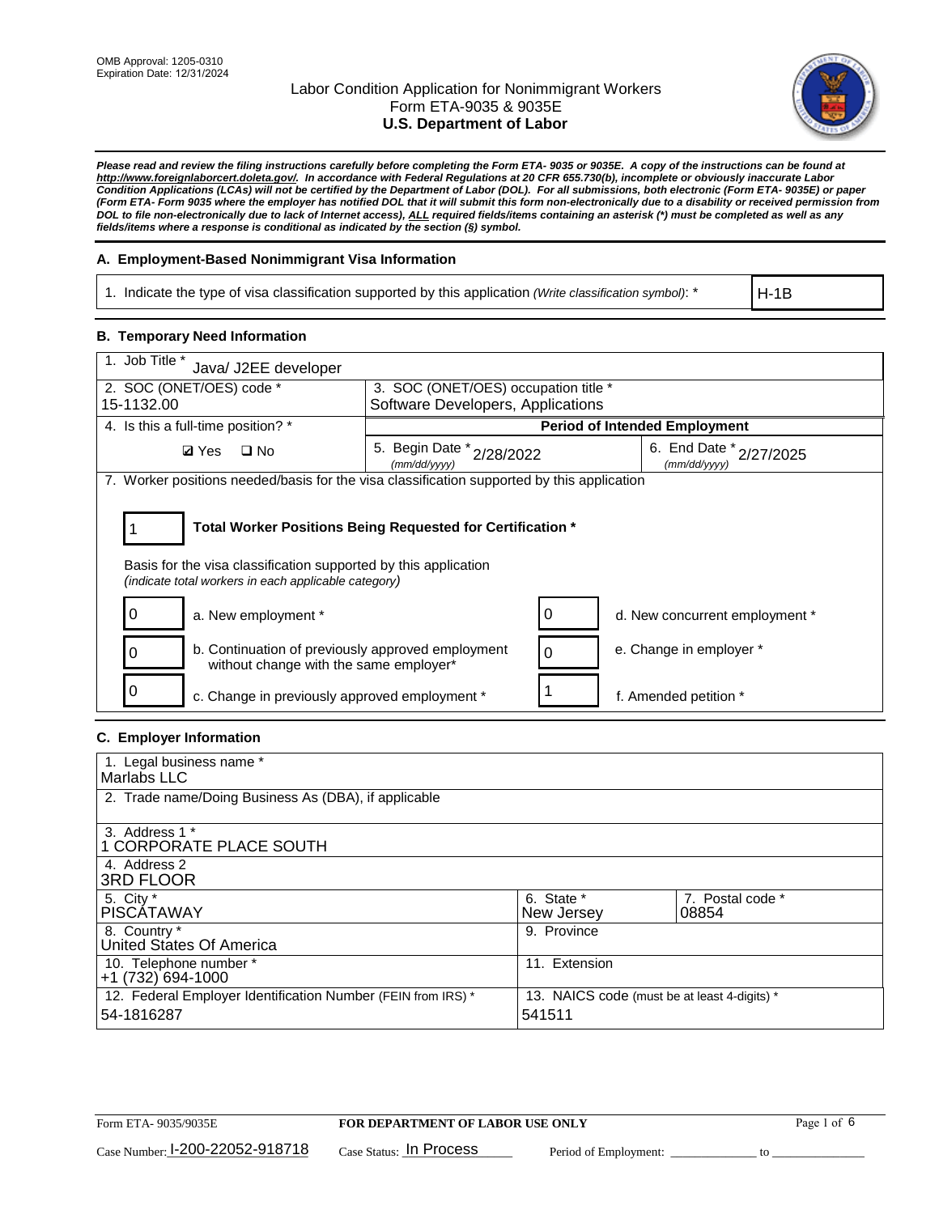OMB Approval: 1205-0310
Expiration Date: 12/31/2024

# Labor Condition Application for Nonimmigrant Workers
## Form ETA-9035 & 9035E
## U.S. Department of Labor

***Please read and review the filing instructions carefully before completing the Form ETA- 9035 or 9035E. A copy of the instructions can be found at http://www.foreignlaborcert.doleta.gov/. In accordance with Federal Regulations at 20 CFR 655.730(b), incomplete or obviously inaccurate Labor Condition Applications (LCAs) will not be certified by the Department of Labor (DOL). For all submissions, both electronic (Form ETA- 9035E) or paper (Form ETA- Form 9035 where the employer has notified DOL that it will submit this form non-electronically due to a disability or received permission from DOL to file non-electronically due to lack of Internet access), ALL required fields/items containing an asterisk (*) must be completed as well as any fields/items where a response is conditional as indicated by the section (§) symbol.***

### A. Employment-Based Nonimmigrant Visa Information

| 1. Indicate the type of visa classification supported by this application *(Write classification symbol)*: * | H-1B |
|---|---|

### B. Temporary Need Information

| 1. Job Title * Java/ J2EE developer | | |
|---|---|---|
| 2. SOC (ONET/OES) code * 15-1132.00 | 3. SOC (ONET/OES) occupation title * Software Developers, Applications | |
| 4. Is this a full-time position? * | **Period of Intended Employment** | |
| ☑ Yes ☐ No | 5. Begin Date * (mm/dd/yyyy) 2/28/2022 | 6. End Date * (mm/dd/yyyy) 2/27/2025 |

7. Worker positions needed/basis for the visa classification supported by this application

| 1 | **Total Worker Positions Being Requested for Certification *** |
|---|---|

Basis for the visa classification supported by this application
*(indicate total workers in each applicable category)*

| | | | |
|---|---|---|---|
| 0 | a. New employment * | 0 | d. New concurrent employment * |
| 0 | b. Continuation of previously approved employment without change with the same employer* | 0 | e. Change in employer * |
| 0 | c. Change in previously approved employment * | 1 | f. Amended petition * |

### C. Employer Information

| | | |
|---|---|---|
| 1. Legal business name * Marlabs LLC | | |
| 2. Trade name/Doing Business As (DBA), if applicable | | |
| 3. Address 1 * 1 CORPORATE PLACE SOUTH | | |
| 4. Address 2 3RD FLOOR | | |
| 5. City * PISCATAWAY | 6. State * New Jersey | 7. Postal code * 08854 |
| 8. Country * United States Of America | 9. Province | |
| 10. Telephone number * +1 (732) 694-1000 | 11. Extension | |
| 12. Federal Employer Identification Number (FEIN from IRS) * 54-1816287 | 13. NAICS code (must be at least 4-digits) * 541511 | |

Form ETA- 9035/9035E | **FOR DEPARTMENT OF LABOR USE ONLY**

Case Number: I-200-22052-918718 Case Status: In Process Period of Employment: ______________ to ______________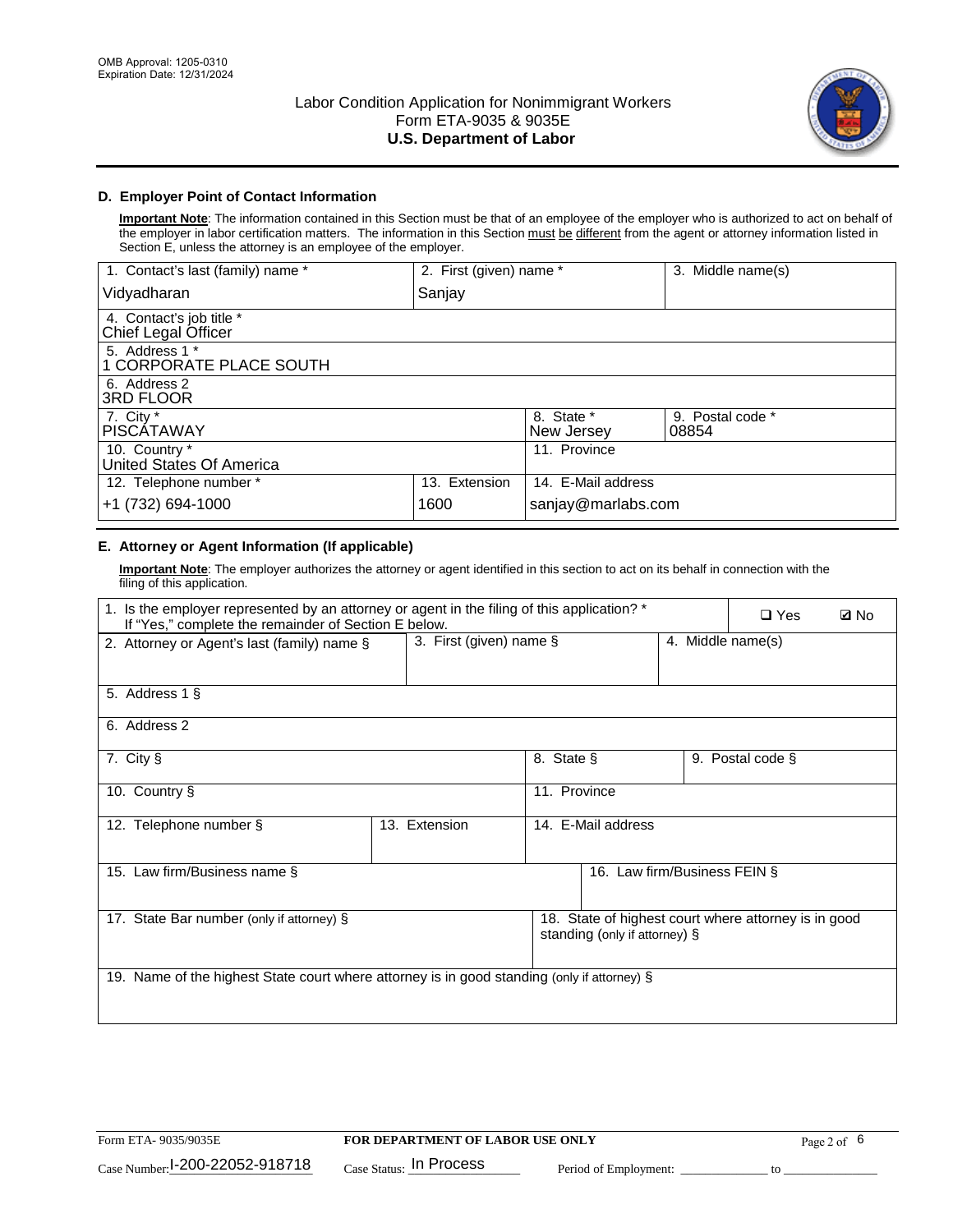## D. Employer Point of Contact Information

**Important Note**: The information contained in this Section must be that of an employee of the employer who is authorized to act on behalf of the employer in labor certification matters. The information in this Section must be different from the agent or attorney information listed in Section E, unless the attorney is an employee of the employer.

| 1. Contact's last (family) name * | 2. First (given) name * | 3. Middle name(s) |
|---|---|---|
| Vidyadharan | Sanjay | |
| 4. Contact's job title * Chief Legal Officer | | |
| 5. Address 1 * 1 CORPORATE PLACE SOUTH | | |
| 6. Address 2 3RD FLOOR | | |
| 7. City * PISCATAWAY | 8. State * New Jersey | 9. Postal code * 08854 |
| 10. Country * United States Of America | 11. Province | |
| 12. Telephone number * +1 (732) 694-1000 | 13. Extension 1600 | 14. E-Mail address sanjay@marlabs.com |

## E. Attorney or Agent Information (If applicable)

**Important Note**: The employer authorizes the attorney or agent identified in this section to act on its behalf in connection with the filing of this application.

| 1. Is the employer represented by an attorney or agent in the filing of this application? * If "Yes," complete the remainder of Section E below. | ❑ Yes ☑ No | |
|---|---|---|
| 2. Attorney or Agent's last (family) name § | 3. First (given) name § | 4. Middle name(s) |
| 5. Address 1 § | | |
| 6. Address 2 | | |
| 7. City § | 8. State § | 9. Postal code § |
| 10. Country § | 11. Province | |
| 12. Telephone number § | 13. Extension | 14. E-Mail address |
| 15. Law firm/Business name § | 16. Law firm/Business FEIN § | |
| 17. State Bar number (only if attorney) § | 18. State of highest court where attorney is in good standing (only if attorney) § | |
| 19. Name of the highest State court where attorney is in good standing (only if attorney) § | | |

Form ETA- 9035/9035E **FOR DEPARTMENT OF LABOR USE ONLY**

Case Number: I-200-22052-918718 Case Status: In Process Period of Employment: _____________ to _____________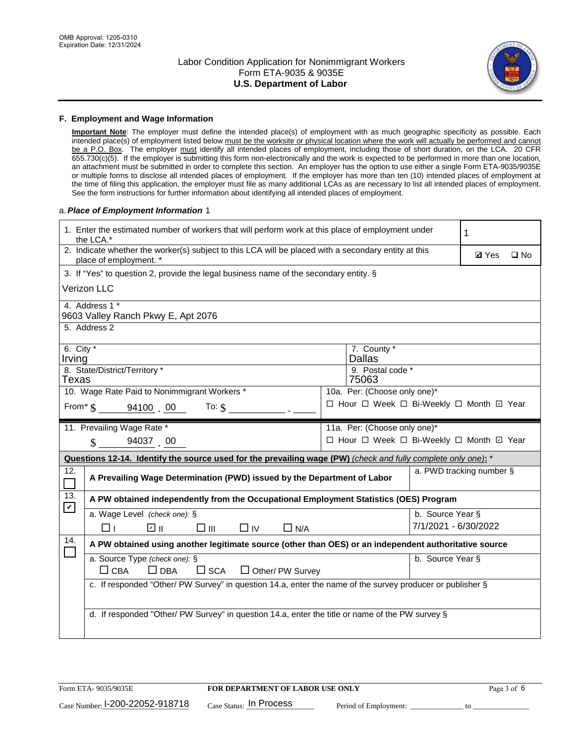OMB Approval: 1205-0310
Expiration Date: 12/31/2024

# Labor Condition Application for Nonimmigrant Workers
## Form ETA-9035 & 9035E
## U.S. Department of Labor

### F. Employment and Wage Information

**Important Note**: The employer must define the intended place(s) of employment with as much geographic specificity as possible. Each intended place(s) of employment listed below must be the worksite or physical location where the work will actually be performed and cannot be a P.O. Box. The employer must identify all intended places of employment, including those of short duration, on the LCA. 20 CFR 655.730(c)(5). If the employer is submitting this form non-electronically and the work is expected to be performed in more than one location, an attachment must be submitted in order to complete this section. An employer has the option to use either a single Form ETA-9035/9035E or multiple forms to disclose all intended places of employment. If the employer has more than ten (10) intended places of employment at the time of filing this application, the employer must file as many additional LCAs as are necessary to list all intended places of employment. See the form instructions for further information about identifying all intended places of employment.

a. *Place of Employment Information* 1

| | |
|---|---|
| 1. Enter the estimated number of workers that will perform work at this place of employment under the LCA.* | 1 |
| 2. Indicate whether the worker(s) subject to this LCA will be placed with a secondary entity at this place of employment. * | ☑ Yes ☐ No |
| 3. If "Yes" to question 2, provide the legal business name of the secondary entity. § Verizon LLC | |
| 4. Address 1 * 9603 Valley Ranch Pkwy E, Apt 2076 | |
| 5. Address 2 | |
| 6. City * Irving | 7. County * Dallas |
| 8. State/District/Territory * Texas | 9. Postal code * 75063 |
| 10. Wage Rate Paid to Nonimmigrant Workers * From* $ 94100 . 00 To: $ ______ . ____ | 10a. Per: (Choose only one)* ☐ Hour ☐ Week ☐ Bi-Weekly ☐ Month ☑ Year |
| 11. Prevailing Wage Rate * $ 94037 . 00 | 11a. Per: (Choose only one)* ☐ Hour ☐ Week ☐ Bi-Weekly ☐ Month ☑ Year |

**Questions 12-14. Identify the source used for the prevailing wage (PW)** *(check and fully complete only one)*: *

| | | |
|---|---|---|
| 12. ☐ | **A Prevailing Wage Determination (PWD) issued by the Department of Labor** | a. PWD tracking number § |
| 13. ☑ | **A PW obtained independently from the Occupational Employment Statistics (OES) Program** | |
| | a. Wage Level *(check one)*: § ☐ I ☑ II ☐ III ☐ IV ☐ N/A | b. Source Year § 7/1/2021 - 6/30/2022 |
| 14. ☐ | **A PW obtained using another legitimate source (other than OES) or an independent authoritative source** | |
| | a. Source Type *(check one)*: § ☐ CBA ☐ DBA ☐ SCA ☐ Other/ PW Survey | b. Source Year § |
| | c. If responded "Other/ PW Survey" in question 14.a, enter the name of the survey producer or publisher § | |
| | d. If responded "Other/ PW Survey" in question 14.a, enter the title or name of the PW survey § | |

Form ETA- 9035/9035E | **FOR DEPARTMENT OF LABOR USE ONLY**

Case Number: I-200-22052-918718 Case Status: In Process Period of Employment: ____________ to ____________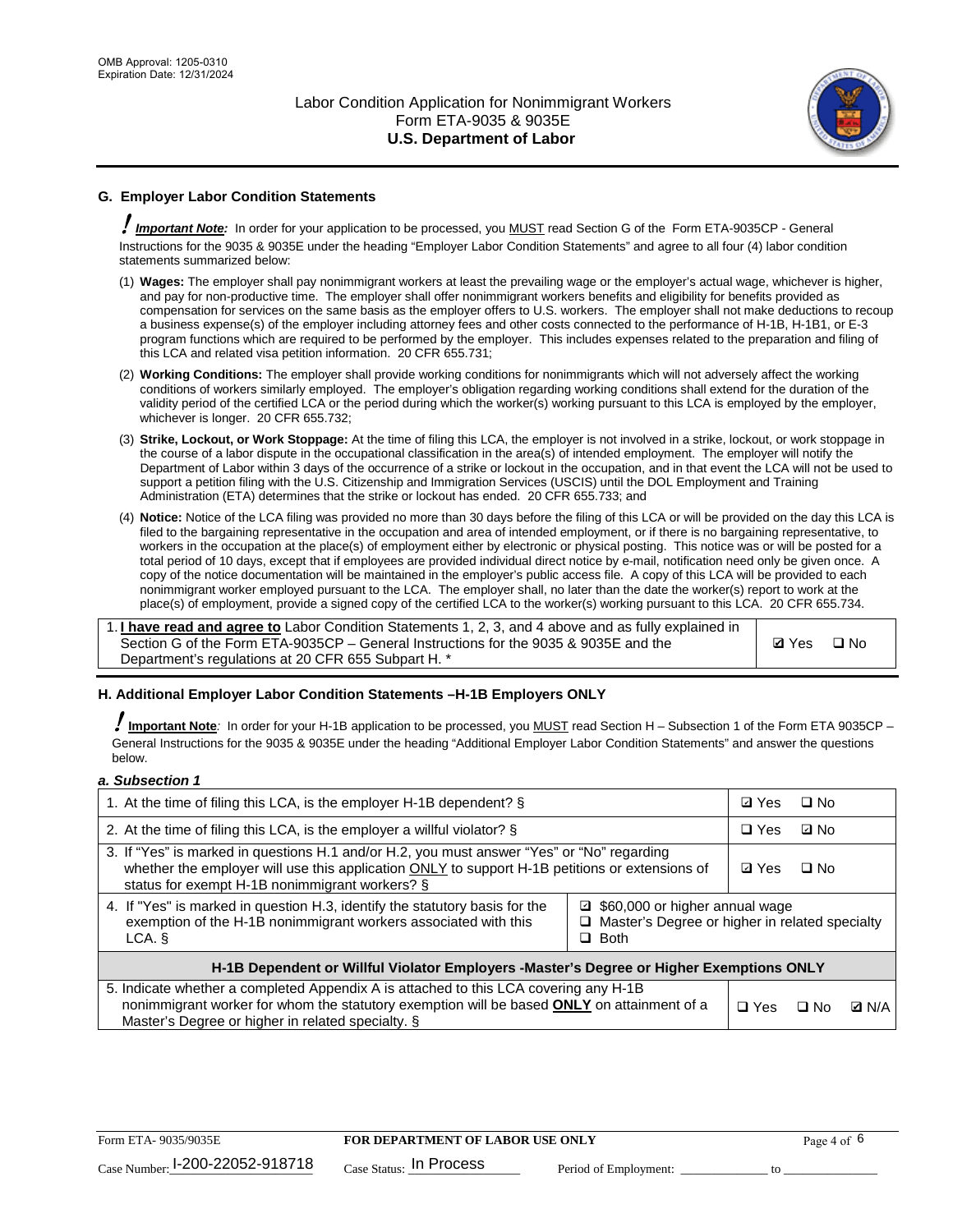## G. Employer Labor Condition Statements

! ***Important Note:*** In order for your application to be processed, you MUST read Section G of the Form ETA-9035CP - General Instructions for the 9035 & 9035E under the heading "Employer Labor Condition Statements" and agree to all four (4) labor condition statements summarized below:

(1) **Wages:** The employer shall pay nonimmigrant workers at least the prevailing wage or the employer's actual wage, whichever is higher, and pay for non-productive time. The employer shall offer nonimmigrant workers benefits and eligibility for benefits provided as compensation for services on the same basis as the employer offers to U.S. workers. The employer shall not make deductions to recoup a business expense(s) of the employer including attorney fees and other costs connected to the performance of H-1B, H-1B1, or E-3 program functions which are required to be performed by the employer. This includes expenses related to the preparation and filing of this LCA and related visa petition information. 20 CFR 655.731;

(2) **Working Conditions:** The employer shall provide working conditions for nonimmigrants which will not adversely affect the working conditions of workers similarly employed. The employer's obligation regarding working conditions shall extend for the duration of the validity period of the certified LCA or the period during which the worker(s) working pursuant to this LCA is employed by the employer, whichever is longer. 20 CFR 655.732;

(3) **Strike, Lockout, or Work Stoppage:** At the time of filing this LCA, the employer is not involved in a strike, lockout, or work stoppage in the course of a labor dispute in the occupational classification in the area(s) of intended employment. The employer will notify the Department of Labor within 3 days of the occurrence of a strike or lockout in the occupation, and in that event the LCA will not be used to support a petition filing with the U.S. Citizenship and Immigration Services (USCIS) until the DOL Employment and Training Administration (ETA) determines that the strike or lockout has ended. 20 CFR 655.733; and

(4) **Notice:** Notice of the LCA filing was provided no more than 30 days before the filing of this LCA or will be provided on the day this LCA is filed to the bargaining representative in the occupation and area of intended employment, or if there is no bargaining representative, to workers in the occupation at the place(s) of employment either by electronic or physical posting. This notice was or will be posted for a total period of 10 days, except that if employees are provided individual direct notice by e-mail, notification need only be given once. A copy of the notice documentation will be maintained in the employer's public access file. A copy of this LCA will be provided to each nonimmigrant worker employed pursuant to the LCA. The employer shall, no later than the date the worker(s) report to work at the place(s) of employment, provide a signed copy of the certified LCA to the worker(s) working pursuant to this LCA. 20 CFR 655.734.

| | |
|---|---|
| 1. **I have read and agree to** Labor Condition Statements 1, 2, 3, and 4 above and as fully explained in Section G of the Form ETA-9035CP – General Instructions for the 9035 & 9035E and the Department's regulations at 20 CFR 655 Subpart H. * | ☑ Yes ☐ No |

## H. Additional Employer Labor Condition Statements –H-1B Employers ONLY

! **Important Note**: In order for your H-1B application to be processed, you MUST read Section H – Subsection 1 of the Form ETA 9035CP – General Instructions for the 9035 & 9035E under the heading "Additional Employer Labor Condition Statements" and answer the questions below.

### *a. Subsection 1*

| | | |
|---|---|---|
| 1. At the time of filing this LCA, is the employer H-1B dependent? § | | ☑ Yes ☐ No |
| 2. At the time of filing this LCA, is the employer a willful violator? § | | ☐ Yes ☑ No |
| 3. If "Yes" is marked in questions H.1 and/or H.2, you must answer "Yes" or "No" regarding whether the employer will use this application ONLY to support H-1B petitions or extensions of status for exempt H-1B nonimmigrant workers? § | | ☑ Yes ☐ No |
| 4. If "Yes" is marked in question H.3, identify the statutory basis for the exemption of the H-1B nonimmigrant workers associated with this LCA. § | ☑ $60,000 or higher annual wage<br>☐ Master's Degree or higher in related specialty<br>☐ Both | |
| **H-1B Dependent or Willful Violator Employers -Master's Degree or Higher Exemptions ONLY** | | |
| 5. Indicate whether a completed Appendix A is attached to this LCA covering any H-1B nonimmigrant worker for whom the statutory exemption will be based **ONLY** on attainment of a Master's Degree or higher in related specialty. § | | ☐ Yes ☐ No ☑ N/A |

Form ETA- 9035/9035E | **FOR DEPARTMENT OF LABOR USE ONLY**

Case Number: I-200-22052-918718 Case Status: In Process Period of Employment: _____________ to _____________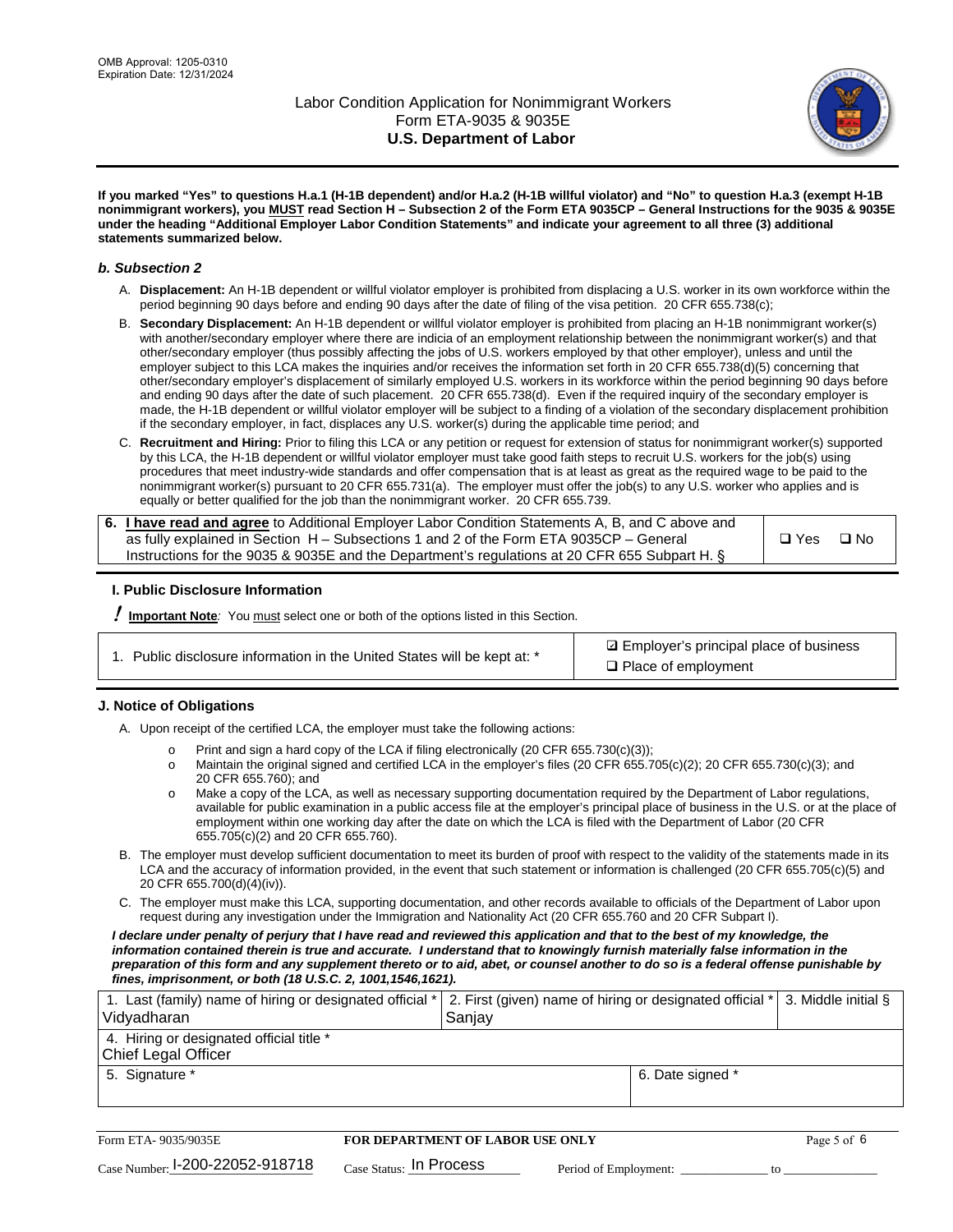**If you marked "Yes" to questions H.a.1 (H-1B dependent) and/or H.a.2 (H-1B willful violator) and "No" to question H.a.3 (exempt H-1B nonimmigrant workers), you MUST read Section H – Subsection 2 of the Form ETA 9035CP – General Instructions for the 9035 & 9035E under the heading "Additional Employer Labor Condition Statements" and indicate your agreement to all three (3) additional statements summarized below.**

### *b. Subsection 2*

A. **Displacement:** An H-1B dependent or willful violator employer is prohibited from displacing a U.S. worker in its own workforce within the period beginning 90 days before and ending 90 days after the date of filing of the visa petition. 20 CFR 655.738(c);

B. **Secondary Displacement:** An H-1B dependent or willful violator employer is prohibited from placing an H-1B nonimmigrant worker(s) with another/secondary employer where there are indicia of an employment relationship between the nonimmigrant worker(s) and that other/secondary employer (thus possibly affecting the jobs of U.S. workers employed by that other employer), unless and until the employer subject to this LCA makes the inquiries and/or receives the information set forth in 20 CFR 655.738(d)(5) concerning that other/secondary employer's displacement of similarly employed U.S. workers in its workforce within the period beginning 90 days before and ending 90 days after the date of such placement. 20 CFR 655.738(d). Even if the required inquiry of the secondary employer is made, the H-1B dependent or willful violator employer will be subject to a finding of a violation of the secondary displacement prohibition if the secondary employer, in fact, displaces any U.S. worker(s) during the applicable time period; and

C. **Recruitment and Hiring:** Prior to filing this LCA or any petition or request for extension of status for nonimmigrant worker(s) supported by this LCA, the H-1B dependent or willful violator employer must take good faith steps to recruit U.S. workers for the job(s) using procedures that meet industry-wide standards and offer compensation that is at least as great as the required wage to be paid to the nonimmigrant worker(s) pursuant to 20 CFR 655.731(a). The employer must offer the job(s) to any U.S. worker who applies and is equally or better qualified for the job than the nonimmigrant worker. 20 CFR 655.739.

| 6. **I have read and agree** to Additional Employer Labor Condition Statements A, B, and C above and as fully explained in Section H – Subsections 1 and 2 of the Form ETA 9035CP – General Instructions for the 9035 & 9035E and the Department's regulations at 20 CFR 655 Subpart H. § | ❑ Yes ❑ No |
|---|---|

## I. Public Disclosure Information

**! Important Note***:* You must select one or both of the options listed in this Section.

| 1. Public disclosure information in the United States will be kept at: * | ☑ Employer's principal place of business<br>❑ Place of employment |
|---|---|

## J. Notice of Obligations

A. Upon receipt of the certified LCA, the employer must take the following actions:

- Print and sign a hard copy of the LCA if filing electronically (20 CFR 655.730(c)(3));
- Maintain the original signed and certified LCA in the employer's files (20 CFR 655.705(c)(2); 20 CFR 655.730(c)(3); and 20 CFR 655.760); and
- Make a copy of the LCA, as well as necessary supporting documentation required by the Department of Labor regulations, available for public examination in a public access file at the employer's principal place of business in the U.S. or at the place of employment within one working day after the date on which the LCA is filed with the Department of Labor (20 CFR 655.705(c)(2) and 20 CFR 655.760).

B. The employer must develop sufficient documentation to meet its burden of proof with respect to the validity of the statements made in its LCA and the accuracy of information provided, in the event that such statement or information is challenged (20 CFR 655.705(c)(5) and 20 CFR 655.700(d)(4)(iv)).

C. The employer must make this LCA, supporting documentation, and other records available to officials of the Department of Labor upon request during any investigation under the Immigration and Nationality Act (20 CFR 655.760 and 20 CFR Subpart I).

***I declare under penalty of perjury that I have read and reviewed this application and that to the best of my knowledge, the information contained therein is true and accurate. I understand that to knowingly furnish materially false information in the preparation of this form and any supplement thereto or to aid, abet, or counsel another to do so is a federal offense punishable by fines, imprisonment, or both (18 U.S.C. 2, 1001,1546,1621).***

| 1. Last (family) name of hiring or designated official *<br>Vidyadharan | 2. First (given) name of hiring or designated official *<br>Sanjay | 3. Middle initial § |
|---|---|---|
| 4. Hiring or designated official title *<br>Chief Legal Officer | | |
| 5. Signature * | 6. Date signed * | |

| Form ETA- 9035/9035E | FOR DEPARTMENT OF LABOR USE ONLY | |
|---|---|---|
| Case Number: I-200-22052-918718 | Case Status: In Process | Period of Employment: _____________ to _____________ |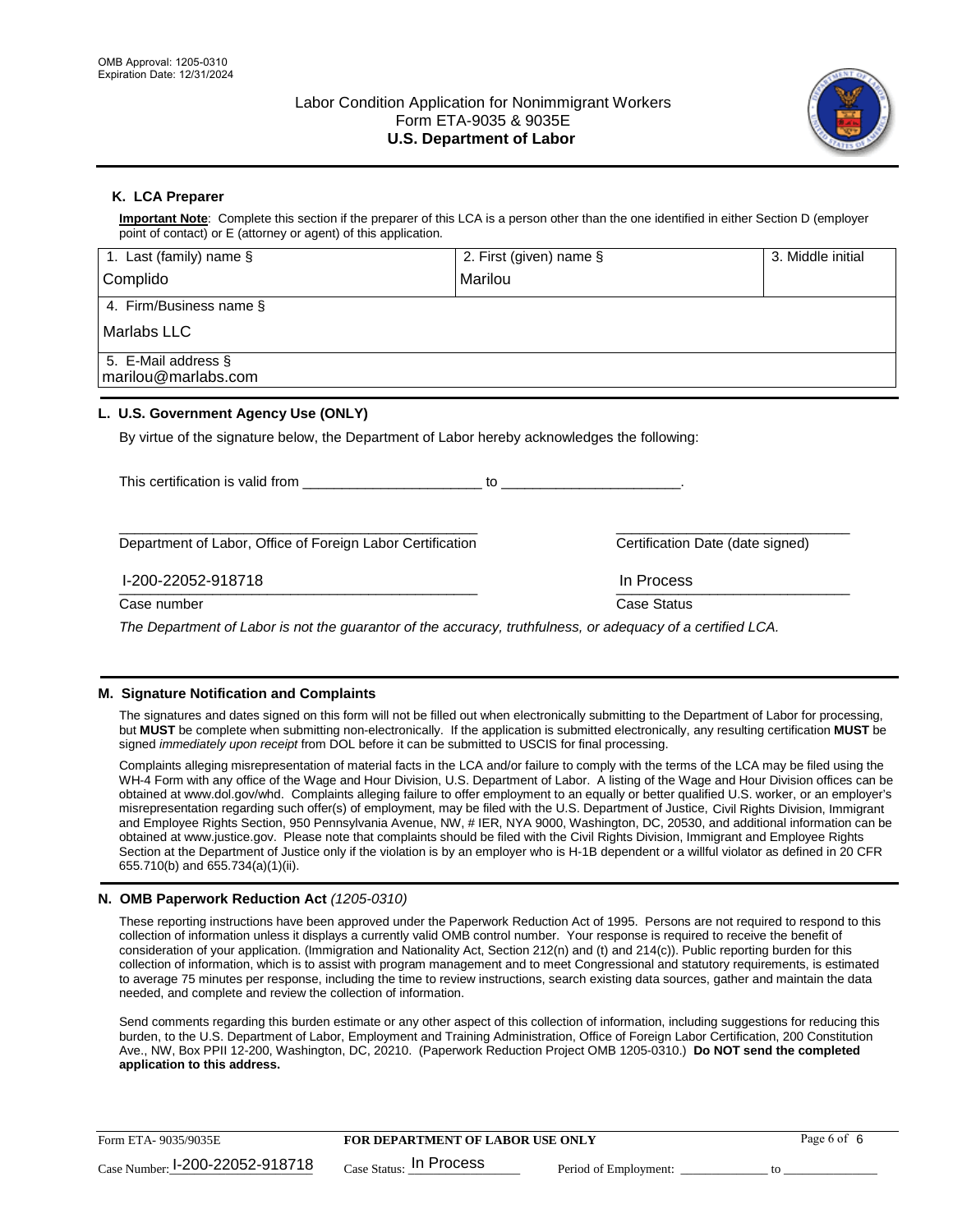OMB Approval: 1205-0310
Expiration Date: 12/31/2024

# Labor Condition Application for Nonimmigrant Workers
## Form ETA-9035 & 9035E
## U.S. Department of Labor

### K. LCA Preparer

**Important Note**: Complete this section if the preparer of this LCA is a person other than the one identified in either Section D (employer point of contact) or E (attorney or agent) of this application.

| 1. Last (family) name § | 2. First (given) name § | 3. Middle initial |
|---|---|---|
| Complido | Marilou | |
| 4. Firm/Business name § | | |
| Marlabs LLC | | |
| 5. E-Mail address § | | |
| marilou@marlabs.com | | |

### L. U.S. Government Agency Use (ONLY)

By virtue of the signature below, the Department of Labor hereby acknowledges the following:

This certification is valid from ______________________ to ______________________.

Department of Labor, Office of Foreign Labor Certification

Certification Date (date signed)

I-200-22052-918718

Case number

In Process

Case Status

*The Department of Labor is not the guarantor of the accuracy, truthfulness, or adequacy of a certified LCA.*

### M. Signature Notification and Complaints

The signatures and dates signed on this form will not be filled out when electronically submitting to the Department of Labor for processing, but **MUST** be complete when submitting non-electronically. If the application is submitted electronically, any resulting certification **MUST** be signed *immediately upon receipt* from DOL before it can be submitted to USCIS for final processing.

Complaints alleging misrepresentation of material facts in the LCA and/or failure to comply with the terms of the LCA may be filed using the WH-4 Form with any office of the Wage and Hour Division, U.S. Department of Labor. A listing of the Wage and Hour Division offices can be obtained at www.dol.gov/whd. Complaints alleging failure to offer employment to an equally or better qualified U.S. worker, or an employer's misrepresentation regarding such offer(s) of employment, may be filed with the U.S. Department of Justice, Civil Rights Division, Immigrant and Employee Rights Section, 950 Pennsylvania Avenue, NW, # IER, NYA 9000, Washington, DC, 20530, and additional information can be obtained at www.justice.gov. Please note that complaints should be filed with the Civil Rights Division, Immigrant and Employee Rights Section at the Department of Justice only if the violation is by an employer who is H-1B dependent or a willful violator as defined in 20 CFR 655.710(b) and 655.734(a)(1)(ii).

### N. OMB Paperwork Reduction Act *(1205-0310)*

These reporting instructions have been approved under the Paperwork Reduction Act of 1995. Persons are not required to respond to this collection of information unless it displays a currently valid OMB control number. Your response is required to receive the benefit of consideration of your application. (Immigration and Nationality Act, Section 212(n) and (t) and 214(c)). Public reporting burden for this collection of information, which is to assist with program management and to meet Congressional and statutory requirements, is estimated to average 75 minutes per response, including the time to review instructions, search existing data sources, gather and maintain the data needed, and complete and review the collection of information.

Send comments regarding this burden estimate or any other aspect of this collection of information, including suggestions for reducing this burden, to the U.S. Department of Labor, Employment and Training Administration, Office of Foreign Labor Certification, 200 Constitution Ave., NW, Box PPII 12-200, Washington, DC, 20210. (Paperwork Reduction Project OMB 1205-0310.) **Do NOT send the completed application to this address.**

Form ETA- 9035/9035E | **FOR DEPARTMENT OF LABOR USE ONLY**

Case Number: I-200-22052-918718 Case Status: In Process Period of Employment: ____________ to ____________